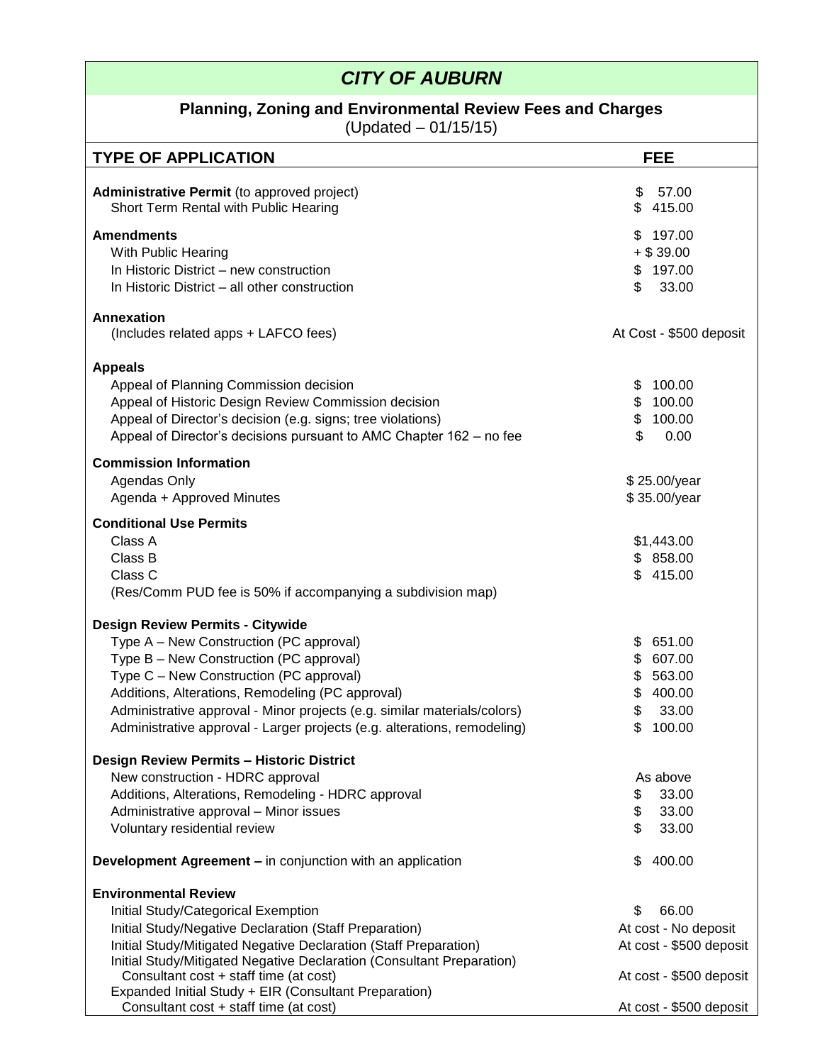# *CITY OF AUBURN*

## Planning, Zoning and Environmental Review Fees and Charges

(Updated – 01/15/15)

| TYPE OF APPLICATION | FEE |
|---|---|
| **Administrative Permit** (to approved project) | $ 57.00 |
| Short Term Rental with Public Hearing | $ 415.00 |
| **Amendments** | $ 197.00 |
| With Public Hearing | + $ 39.00 |
| In Historic District – new construction | $ 197.00 |
| In Historic District – all other construction | $ 33.00 |
| **Annexation** | |
| (Includes related apps + LAFCO fees) | At Cost - $500 deposit |
| **Appeals** | |
| Appeal of Planning Commission decision | $ 100.00 |
| Appeal of Historic Design Review Commission decision | $ 100.00 |
| Appeal of Director's decision (e.g. signs; tree violations) | $ 100.00 |
| Appeal of Director's decisions pursuant to AMC Chapter 162 – no fee | $ 0.00 |
| **Commission Information** | |
| Agendas Only | $ 25.00/year |
| Agenda + Approved Minutes | $ 35.00/year |
| **Conditional Use Permits** | |
| Class A | $1,443.00 |
| Class B | $ 858.00 |
| Class C | $ 415.00 |
| (Res/Comm PUD fee is 50% if accompanying a subdivision map) | |
| **Design Review Permits - Citywide** | |
| Type A – New Construction (PC approval) | $ 651.00 |
| Type B – New Construction (PC approval) | $ 607.00 |
| Type C – New Construction (PC approval) | $ 563.00 |
| Additions, Alterations, Remodeling (PC approval) | $ 400.00 |
| Administrative approval - Minor projects (e.g. similar materials/colors) | $ 33.00 |
| Administrative approval - Larger projects (e.g. alterations, remodeling) | $ 100.00 |
| **Design Review Permits – Historic District** | |
| New construction - HDRC approval | As above |
| Additions, Alterations, Remodeling - HDRC approval | $ 33.00 |
| Administrative approval – Minor issues | $ 33.00 |
| Voluntary residential review | $ 33.00 |
| **Development Agreement –** in conjunction with an application | $ 400.00 |
| **Environmental Review** | |
| Initial Study/Categorical Exemption | $ 66.00 |
| Initial Study/Negative Declaration (Staff Preparation) | At cost - No deposit |
| Initial Study/Mitigated Negative Declaration (Staff Preparation) | At cost - $500 deposit |
| Initial Study/Mitigated Negative Declaration (Consultant Preparation) Consultant cost + staff time (at cost) | At cost - $500 deposit |
| Expanded Initial Study + EIR (Consultant Preparation) Consultant cost + staff time (at cost) | At cost - $500 deposit |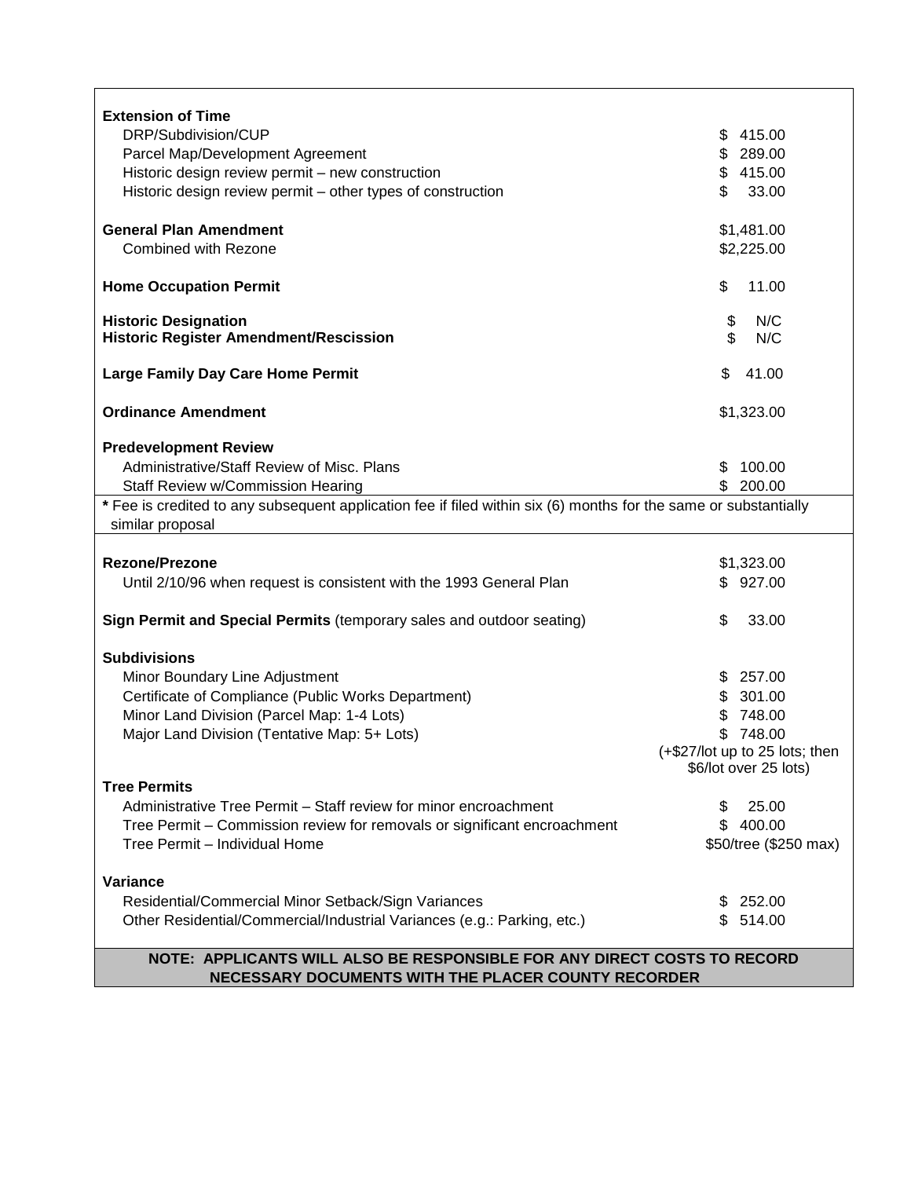| | |
|---|---|
| **Extension of Time** | |
| DRP/Subdivision/CUP | $ 415.00 |
| Parcel Map/Development Agreement | $ 289.00 |
| Historic design review permit – new construction | $ 415.00 |
| Historic design review permit – other types of construction | $ 33.00 |
| | |
| **General Plan Amendment** | $1,481.00 |
| Combined with Rezone | $2,225.00 |
| | |
| **Home Occupation Permit** | $ 11.00 |
| | |
| **Historic Designation** | $ N/C |
| **Historic Register Amendment/Rescission** | $ N/C |
| | |
| **Large Family Day Care Home Permit** | $ 41.00 |
| | |
| **Ordinance Amendment** | $1,323.00 |
| | |
| **Predevelopment Review** | |
| Administrative/Staff Review of Misc. Plans | $ 100.00 |
| Staff Review w/Commission Hearing | $ 200.00 |
| **\*** Fee is credited to any subsequent application fee if filed within six (6) months for the same or substantially similar proposal | |
| | |
| **Rezone/Prezone** | $1,323.00 |
| Until 2/10/96 when request is consistent with the 1993 General Plan | $ 927.00 |
| | |
| **Sign Permit and Special Permits** (temporary sales and outdoor seating) | $ 33.00 |
| | |
| **Subdivisions** | |
| Minor Boundary Line Adjustment | $ 257.00 |
| Certificate of Compliance (Public Works Department) | $ 301.00 |
| Minor Land Division (Parcel Map: 1-4 Lots) | $ 748.00 |
| Major Land Division (Tentative Map: 5+ Lots) | $ 748.00 (+$27/lot up to 25 lots; then $6/lot over 25 lots) |
| **Tree Permits** | |
| Administrative Tree Permit – Staff review for minor encroachment | $ 25.00 |
| Tree Permit – Commission review for removals or significant encroachment | $ 400.00 |
| Tree Permit – Individual Home | $50/tree ($250 max) |
| | |
| **Variance** | |
| Residential/Commercial Minor Setback/Sign Variances | $ 252.00 |
| Other Residential/Commercial/Industrial Variances (e.g.: Parking, etc.) | $ 514.00 |

**NOTE: APPLICANTS WILL ALSO BE RESPONSIBLE FOR ANY DIRECT COSTS TO RECORD NECESSARY DOCUMENTS WITH THE PLACER COUNTY RECORDER**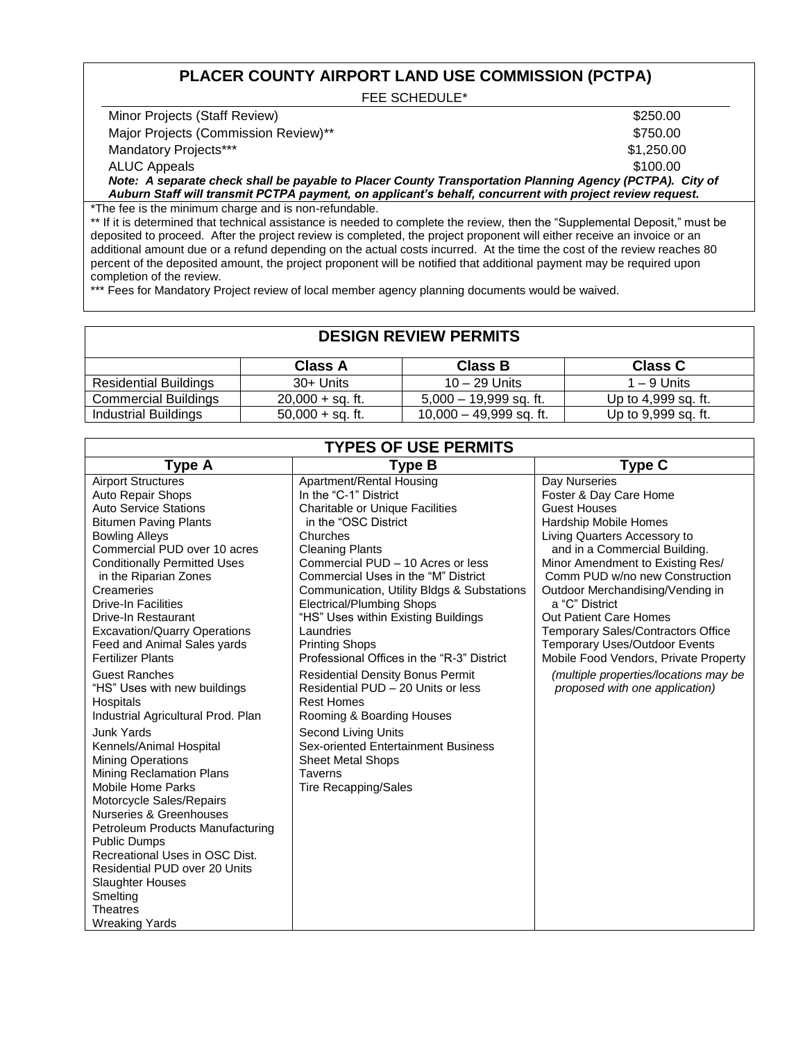## PLACER COUNTY AIRPORT LAND USE COMMISSION (PCTPA)

FEE SCHEDULE*

| | |
|---|---|
| Minor Projects (Staff Review) | $250.00 |
| Major Projects (Commission Review)** | $750.00 |
| Mandatory Projects*** | $1,250.00 |
| ALUC Appeals | $100.00 |

***Note: A separate check shall be payable to Placer County Transportation Planning Agency (PCTPA). City of Auburn Staff will transmit PCTPA payment, on applicant's behalf, concurrent with project review request.***

*The fee is the minimum charge and is non-refundable.

** If it is determined that technical assistance is needed to complete the review, then the "Supplemental Deposit," must be deposited to proceed. After the project review is completed, the project proponent will either receive an invoice or an additional amount due or a refund depending on the actual costs incurred. At the time the cost of the review reaches 80 percent of the deposited amount, the project proponent will be notified that additional payment may be required upon completion of the review.

*** Fees for Mandatory Project review of local member agency planning documents would be waived.

## DESIGN REVIEW PERMITS

| | Class A | Class B | Class C |
|---|---|---|---|
| Residential Buildings | 30+ Units | 10 – 29 Units | 1 – 9 Units |
| Commercial Buildings | 20,000 + sq. ft. | 5,000 – 19,999 sq. ft. | Up to 4,999 sq. ft. |
| Industrial Buildings | 50,000 + sq. ft. | 10,000 – 49,999 sq. ft. | Up to 9,999 sq. ft. |

## TYPES OF USE PERMITS

| Type A | Type B | Type C |
|---|---|---|
| Airport Structures | Apartment/Rental Housing In the "C-1" District | Day Nurseries |
| Auto Repair Shops | Charitable or Unique Facilities in the "OSC District | Foster & Day Care Home |
| Auto Service Stations | Churches | Guest Houses |
| Bitumen Paving Plants | Cleaning Plants | Hardship Mobile Homes |
| Bowling Alleys | Commercial PUD – 10 Acres or less | Living Quarters Accessory to and in a Commercial Building. |
| Commercial PUD over 10 acres | Commercial Uses in the "M" District | Minor Amendment to Existing Res/ Comm PUD w/no new Construction |
| Conditionally Permitted Uses in the Riparian Zones | Communication, Utility Bldgs & Substations | Outdoor Merchandising/Vending in a "C" District |
| Creameries | Electrical/Plumbing Shops | Out Patient Care Homes |
| Drive-In Facilities | "HS" Uses within Existing Buildings | Temporary Sales/Contractors Office |
| Drive-In Restaurant | Laundries | Temporary Uses/Outdoor Events |
| Excavation/Quarry Operations | Printing Shops | Mobile Food Vendors, Private Property *(multiple properties/locations may be proposed with one application)* |
| Feed and Animal Sales yards | Professional Offices in the "R-3" District | |
| Fertilizer Plants | Residential Density Bonus Permit | |
| Guest Ranches | Residential PUD – 20 Units or less | |
| "HS" Uses with new buildings | Rest Homes | |
| Hospitals | Rooming & Boarding Houses | |
| Industrial Agricultural Prod. Plan | Second Living Units | |
| Junk Yards | Sex-oriented Entertainment Business | |
| Kennels/Animal Hospital | Sheet Metal Shops | |
| Mining Operations | Taverns | |
| Mining Reclamation Plans | Tire Recapping/Sales | |
| Mobile Home Parks | | |
| Motorcycle Sales/Repairs | | |
| Nurseries & Greenhouses | | |
| Petroleum Products Manufacturing | | |
| Public Dumps | | |
| Recreational Uses in OSC Dist. | | |
| Residential PUD over 20 Units | | |
| Slaughter Houses | | |
| Smelting | | |
| Theatres | | |
| Wreaking Yards | | |